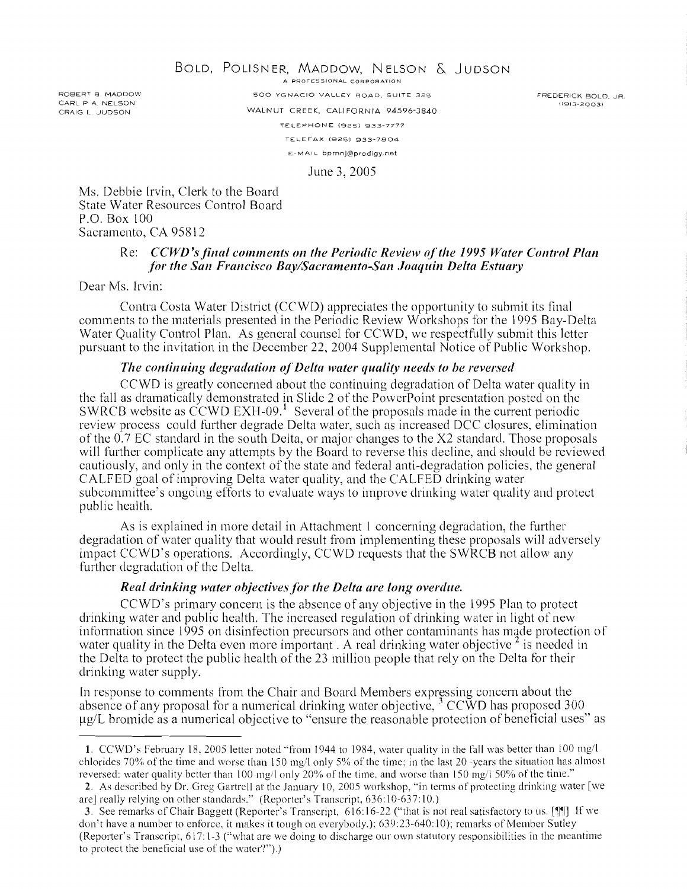BOLD, POLISNER, MADDOW, NELSON & JUDSON

A PROFESSIONAL CORPORATION

ROBERT B. MADDOW
CARL P. A. NELSON
CRAIG L. JUDSON

500 YGNACIO VALLEY ROAD, SUITE 325
WALNUT CREEK, CALIFORNIA 94596-3840
TELEPHONE (925) 933-7777
TELEFAX (925) 933-7804
E-MAIL bpmnj@prodigy.net

FREDERICK BOLD, JR.
(1913-2003)

June 3, 2005

Ms. Debbie Irvin, Clerk to the Board
State Water Resources Control Board
P.O. Box 100
Sacramento, CA 95812

Re: ***CCWD's final comments on the Periodic Review of the 1995 Water Control Plan for the San Francisco Bay/Sacramento-San Joaquin Delta Estuary***

Dear Ms. Irvin:

Contra Costa Water District (CCWD) appreciates the opportunity to submit its final comments to the materials presented in the Periodic Review Workshops for the 1995 Bay-Delta Water Quality Control Plan. As general counsel for CCWD, we respectfully submit this letter pursuant to the invitation in the December 22, 2004 Supplemental Notice of Public Workshop.

***The continuing degradation of Delta water quality needs to be reversed***

CCWD is greatly concerned about the continuing degradation of Delta water quality in the fall as dramatically demonstrated in Slide 2 of the PowerPoint presentation posted on the SWRCB website as CCWD EXH-09.[1] Several of the proposals made in the current periodic review process could further degrade Delta water, such as increased DCC closures, elimination of the 0.7 EC standard in the south Delta, or major changes to the X2 standard. Those proposals will further complicate any attempts by the Board to reverse this decline, and should be reviewed cautiously, and only in the context of the state and federal anti-degradation policies, the general CALFED goal of improving Delta water quality, and the CALFED drinking water subcommittee's ongoing efforts to evaluate ways to improve drinking water quality and protect public health.

As is explained in more detail in Attachment 1 concerning degradation, the further degradation of water quality that would result from implementing these proposals will adversely impact CCWD's operations. Accordingly, CCWD requests that the SWRCB not allow any further degradation of the Delta.

***Real drinking water objectives for the Delta are long overdue.***

CCWD's primary concern is the absence of any objective in the 1995 Plan to protect drinking water and public health. The increased regulation of drinking water in light of new information since 1995 on disinfection precursors and other contaminants has made protection of water quality in the Delta even more important . A real drinking water objective [2] is needed in the Delta to protect the public health of the 23 million people that rely on the Delta for their drinking water supply.

In response to comments from the Chair and Board Members expressing concern about the absence of any proposal for a numerical drinking water objective, [3] CCWD has proposed 300 µg/L bromide as a numerical objective to "ensure the reasonable protection of beneficial uses" as

---

1. CCWD's February 18, 2005 letter noted "from 1944 to 1984, water quality in the fall was better than 100 mg/l chlorides 70% of the time and worse than 150 mg/l only 5% of the time; in the last 20 years the situation has almost reversed: water quality better than 100 mg/l only 20% of the time, and worse than 150 mg/l 50% of the time."

2. As described by Dr. Greg Gartrell at the January 10, 2005 workshop, "in terms of protecting drinking water [we are] really relying on other standards." (Reporter's Transcript, 636:10-637:10.)

3. See remarks of Chair Baggett (Reporter's Transcript, 616:16-22 ("that is not real satisfactory to us. [¶¶] If we don't have a number to enforce, it makes it tough on everybody.); 639:23-640:10); remarks of Member Sutley (Reporter's Transcript, 617:1-3 ("what are we doing to discharge our own statutory responsibilities in the meantime to protect the beneficial use of the water?").)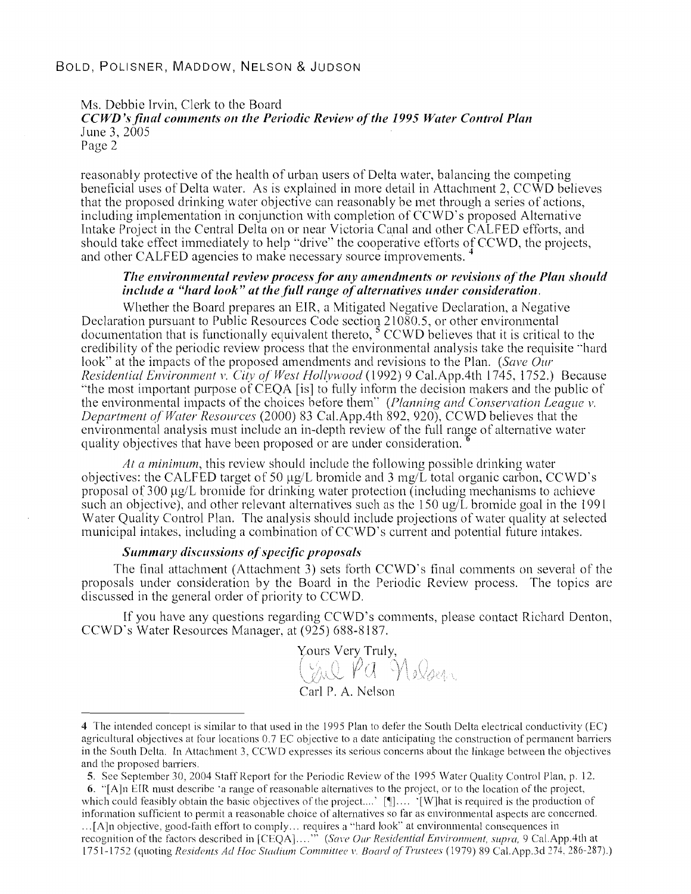Ms. Debbie Irvin, Clerk to the Board
***CCWD's final comments on the Periodic Review of the 1995 Water Control Plan***
June 3, 2005
Page 2

reasonably protective of the health of urban users of Delta water, balancing the competing beneficial uses of Delta water. As is explained in more detail in Attachment 2, CCWD believes that the proposed drinking water objective can reasonably be met through a series of actions, including implementation in conjunction with completion of CCWD's proposed Alternative Intake Project in the Central Delta on or near Victoria Canal and other CALFED efforts, and should take effect immediately to help "drive" the cooperative efforts of CCWD, the projects, and other CALFED agencies to make necessary source improvements. [4]

***The environmental review process for any amendments or revisions of the Plan should include a "hard look" at the full range of alternatives under consideration.***

Whether the Board prepares an EIR, a Mitigated Negative Declaration, a Negative Declaration pursuant to Public Resources Code section 21080.5, or other environmental documentation that is functionally equivalent thereto, [5] CCWD believes that it is critical to the credibility of the periodic review process that the environmental analysis take the requisite "hard look" at the impacts of the proposed amendments and revisions to the Plan. (*Save Our Residential Environment v. City of West Hollywood* (1992) 9 Cal.App.4th 1745, 1752.) Because "the most important purpose of CEQA [is] to fully inform the decision makers and the public of the environmental impacts of the choices before them" (*Planning and Conservation League v. Department of Water Resources* (2000) 83 Cal.App.4th 892, 920), CCWD believes that the environmental analysis must include an in-depth review of the full range of alternative water quality objectives that have been proposed or are under consideration. [6]

*At a minimum*, this review should include the following possible drinking water objectives: the CALFED target of 50 μg/L bromide and 3 mg/L total organic carbon, CCWD's proposal of 300 μg/L bromide for drinking water protection (including mechanisms to achieve such an objective), and other relevant alternatives such as the 150 ug/L bromide goal in the 1991 Water Quality Control Plan. The analysis should include projections of water quality at selected municipal intakes, including a combination of CCWD's current and potential future intakes.

***Summary discussions of specific proposals***

The final attachment (Attachment 3) sets forth CCWD's final comments on several of the proposals under consideration by the Board in the Periodic Review process. The topics are discussed in the general order of priority to CCWD.

If you have any questions regarding CCWD's comments, please contact Richard Denton, CCWD's Water Resources Manager, at (925) 688-8187.

Yours Very Truly,

Carl P. A. Nelson

---

4 The intended concept is similar to that used in the 1995 Plan to defer the South Delta electrical conductivity (EC) agricultural objectives at four locations 0.7 EC objective to a date anticipating the construction of permanent barriers in the South Delta. In Attachment 3, CCWD expresses its serious concerns about the linkage between the objectives and the proposed barriers.

5. See September 30, 2004 Staff Report for the Periodic Review of the 1995 Water Quality Control Plan, p. 12.

6. "[A]n EIR must describe 'a range of reasonable alternatives to the project, or to the location of the project, which could feasibly obtain the basic objectives of the project....' [¶].... '[W]hat is required is the production of information sufficient to permit a reasonable choice of alternatives so far as environmental aspects are concerned. ...[A]n objective, good-faith effort to comply... requires a "hard look" at environmental consequences in recognition of the factors described in [CEQA]....'" (*Save Our Residential Environment, supra,* 9 Cal.App.4th at 1751-1752 (quoting *Residents Ad Hoc Stadium Committee v. Board of Trustees* (1979) 89 Cal.App.3d 274, 286-287).)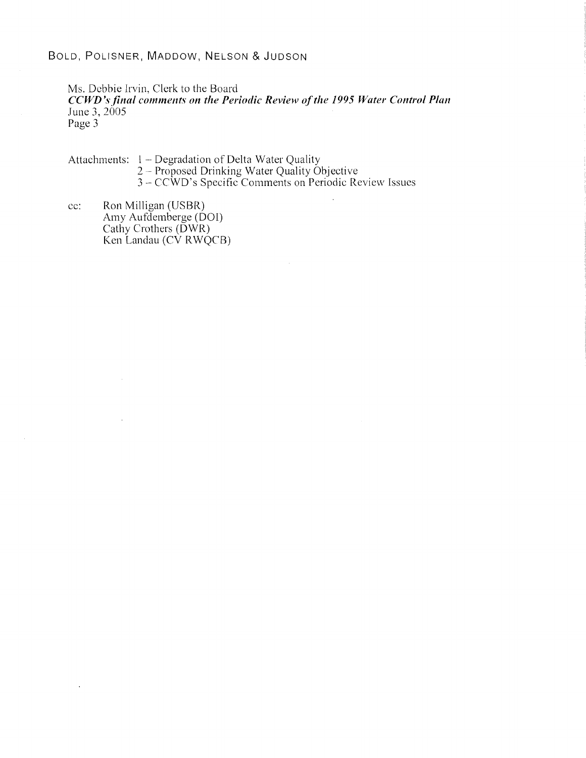Attachments: 1 – Degradation of Delta Water Quality
2 – Proposed Drinking Water Quality Objective
3 – CCWD's Specific Comments on Periodic Review Issues

cc: Ron Milligan (USBR)
Amy Aufdemberge (DOI)
Cathy Crothers (DWR)
Ken Landau (CV RWQCB)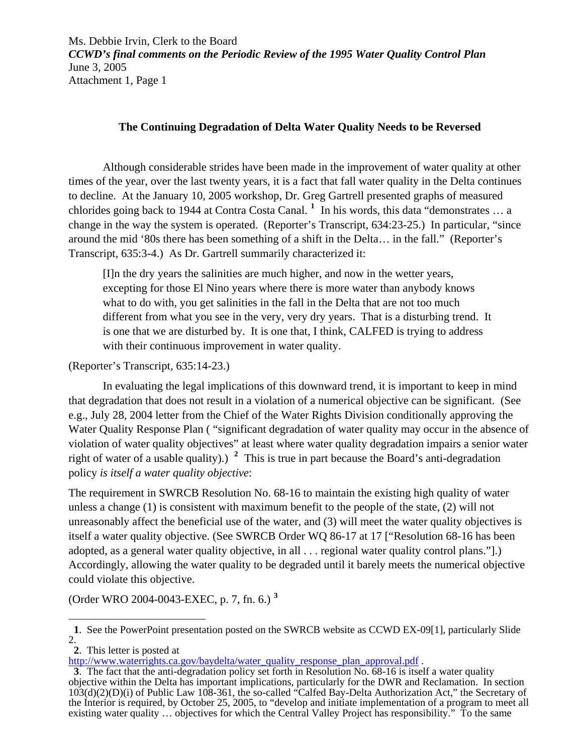## The Continuing Degradation of Delta Water Quality Needs to be Reversed

Although considerable strides have been made in the improvement of water quality at other times of the year, over the last twenty years, it is a fact that fall water quality in the Delta continues to decline. At the January 10, 2005 workshop, Dr. Greg Gartrell presented graphs of measured chlorides going back to 1944 at Contra Costa Canal. [1] In his words, this data "demonstrates … a change in the way the system is operated. (Reporter's Transcript, 634:23-25.) In particular, "since around the mid '80s there has been something of a shift in the Delta… in the fall." (Reporter's Transcript, 635:3-4.) As Dr. Gartrell summarily characterized it:

> [I]n the dry years the salinities are much higher, and now in the wetter years, excepting for those El Nino years where there is more water than anybody knows what to do with, you get salinities in the fall in the Delta that are not too much different from what you see in the very, very dry years. That is a disturbing trend. It is one that we are disturbed by. It is one that, I think, CALFED is trying to address with their continuous improvement in water quality.

(Reporter's Transcript, 635:14-23.)

In evaluating the legal implications of this downward trend, it is important to keep in mind that degradation that does not result in a violation of a numerical objective can be significant. (See e.g., July 28, 2004 letter from the Chief of the Water Rights Division conditionally approving the Water Quality Response Plan ( "significant degradation of water quality may occur in the absence of violation of water quality objectives" at least where water quality degradation impairs a senior water right of water of a usable quality).) [2] This is true in part because the Board's anti-degradation policy *is itself a water quality objective*:

The requirement in SWRCB Resolution No. 68-16 to maintain the existing high quality of water unless a change (1) is consistent with maximum benefit to the people of the state, (2) will not unreasonably affect the beneficial use of the water, and (3) will meet the water quality objectives is itself a water quality objective. (See SWRCB Order WQ 86-17 at 17 ["Resolution 68-16 has been adopted, as a general water quality objective, in all . . . regional water quality control plans."].) Accordingly, allowing the water quality to be degraded until it barely meets the numerical objective could violate this objective.

(Order WRO 2004-0043-EXEC, p. 7, fn. 6.) [3]

---

**1**. See the PowerPoint presentation posted on the SWRCB website as CCWD EX-09[1], particularly Slide 2.

**2**. This letter is posted at http://www.waterrights.ca.gov/baydelta/water_quality_response_plan_approval.pdf .

**3**. The fact that the anti-degradation policy set forth in Resolution No. 68-16 is itself a water quality objective within the Delta has important implications, particularly for the DWR and Reclamation. In section 103(d)(2)(D)(i) of Public Law 108-361, the so-called "Calfed Bay-Delta Authorization Act," the Secretary of the Interior is required, by October 25, 2005, to "develop and initiate implementation of a program to meet all existing water quality … objectives for which the Central Valley Project has responsibility." To the same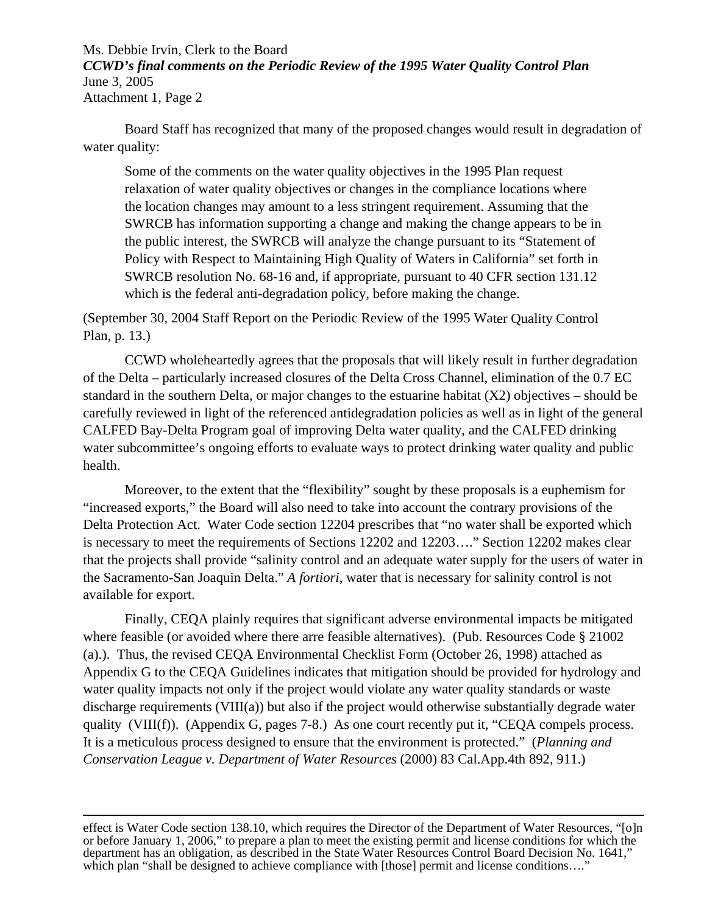Board Staff has recognized that many of the proposed changes would result in degradation of water quality:

> Some of the comments on the water quality objectives in the 1995 Plan request relaxation of water quality objectives or changes in the compliance locations where the location changes may amount to a less stringent requirement. Assuming that the SWRCB has information supporting a change and making the change appears to be in the public interest, the SWRCB will analyze the change pursuant to its "Statement of Policy with Respect to Maintaining High Quality of Waters in California" set forth in SWRCB resolution No. 68-16 and, if appropriate, pursuant to 40 CFR section 131.12 which is the federal anti-degradation policy, before making the change.

(September 30, 2004 Staff Report on the Periodic Review of the 1995 Water Quality Control Plan, p. 13.)

CCWD wholeheartedly agrees that the proposals that will likely result in further degradation of the Delta – particularly increased closures of the Delta Cross Channel, elimination of the 0.7 EC standard in the southern Delta, or major changes to the estuarine habitat (X2) objectives – should be carefully reviewed in light of the referenced antidegradation policies as well as in light of the general CALFED Bay-Delta Program goal of improving Delta water quality, and the CALFED drinking water subcommittee's ongoing efforts to evaluate ways to protect drinking water quality and public health.

Moreover, to the extent that the "flexibility" sought by these proposals is a euphemism for "increased exports," the Board will also need to take into account the contrary provisions of the Delta Protection Act. Water Code section 12204 prescribes that "no water shall be exported which is necessary to meet the requirements of Sections 12202 and 12203…." Section 12202 makes clear that the projects shall provide "salinity control and an adequate water supply for the users of water in the Sacramento-San Joaquin Delta." *A fortiori*, water that is necessary for salinity control is not available for export.

Finally, CEQA plainly requires that significant adverse environmental impacts be mitigated where feasible (or avoided where there arre feasible alternatives). (Pub. Resources Code § 21002 (a).). Thus, the revised CEQA Environmental Checklist Form (October 26, 1998) attached as Appendix G to the CEQA Guidelines indicates that mitigation should be provided for hydrology and water quality impacts not only if the project would violate any water quality standards or waste discharge requirements (VIII(a)) but also if the project would otherwise substantially degrade water quality (VIII(f)). (Appendix G, pages 7-8.) As one court recently put it, "CEQA compels process. It is a meticulous process designed to ensure that the environment is protected." (*Planning and Conservation League v. Department of Water Resources* (2000) 83 Cal.App.4th 892, 911.)

---

effect is Water Code section 138.10, which requires the Director of the Department of Water Resources, "[o]n or before January 1, 2006," to prepare a plan to meet the existing permit and license conditions for which the department has an obligation, as described in the State Water Resources Control Board Decision No. 1641," which plan "shall be designed to achieve compliance with [those] permit and license conditions…."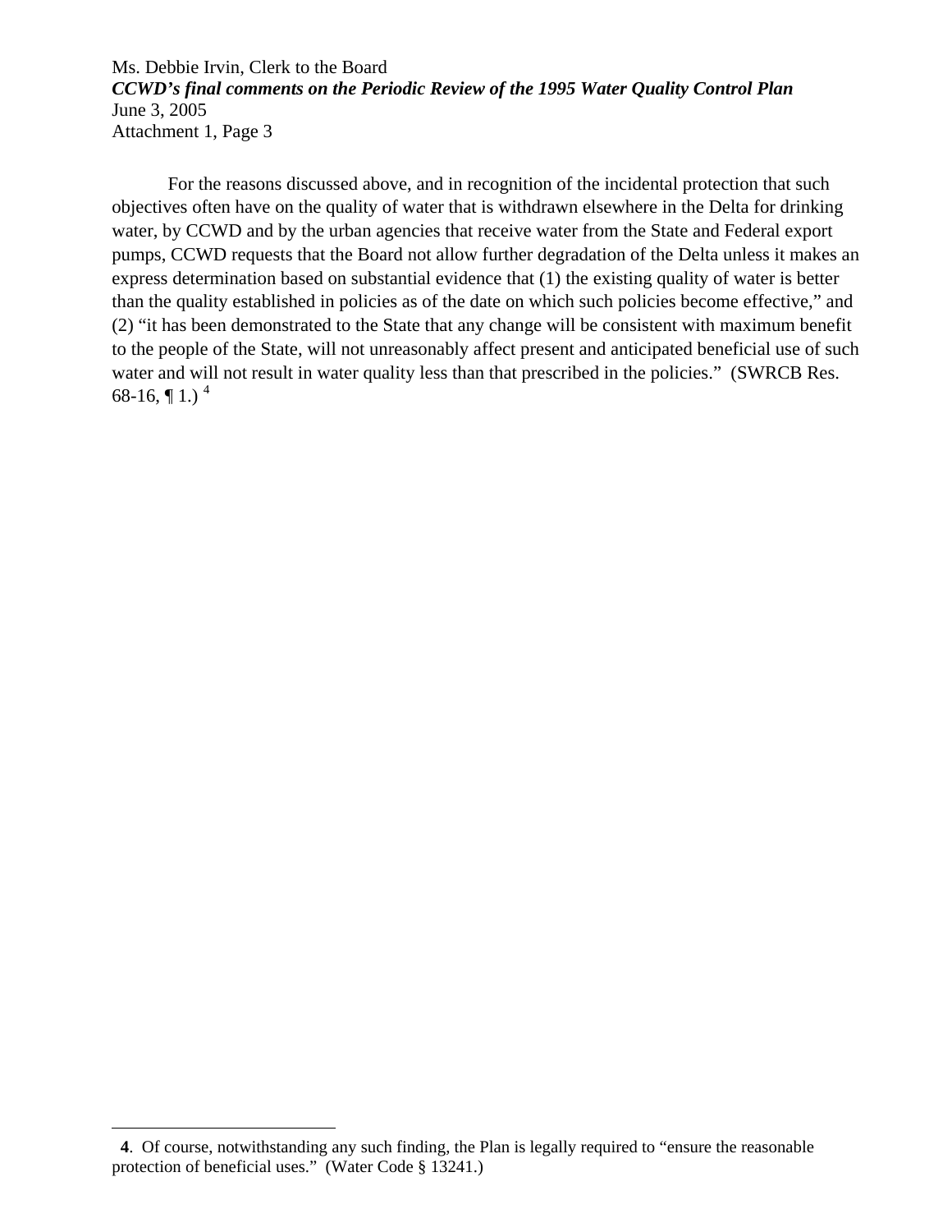For the reasons discussed above, and in recognition of the incidental protection that such objectives often have on the quality of water that is withdrawn elsewhere in the Delta for drinking water, by CCWD and by the urban agencies that receive water from the State and Federal export pumps, CCWD requests that the Board not allow further degradation of the Delta unless it makes an express determination based on substantial evidence that (1) the existing quality of water is better than the quality established in policies as of the date on which such policies become effective," and (2) "it has been demonstrated to the State that any change will be consistent with maximum benefit to the people of the State, will not unreasonably affect present and anticipated beneficial use of such water and will not result in water quality less than that prescribed in the policies." (SWRCB Res. 68-16, ¶ 1.) [4]

---

**4**. Of course, notwithstanding any such finding, the Plan is legally required to "ensure the reasonable protection of beneficial uses." (Water Code § 13241.)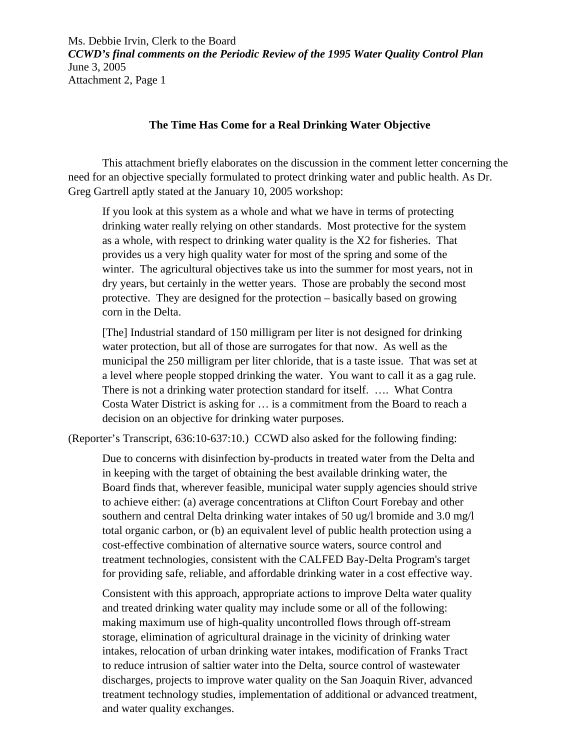### The Time Has Come for a Real Drinking Water Objective

This attachment briefly elaborates on the discussion in the comment letter concerning the need for an objective specially formulated to protect drinking water and public health. As Dr. Greg Gartrell aptly stated at the January 10, 2005 workshop:

> If you look at this system as a whole and what we have in terms of protecting drinking water really relying on other standards. Most protective for the system as a whole, with respect to drinking water quality is the X2 for fisheries. That provides us a very high quality water for most of the spring and some of the winter. The agricultural objectives take us into the summer for most years, not in dry years, but certainly in the wetter years. Those are probably the second most protective. They are designed for the protection – basically based on growing corn in the Delta.
>
> [The] Industrial standard of 150 milligram per liter is not designed for drinking water protection, but all of those are surrogates for that now. As well as the municipal the 250 milligram per liter chloride, that is a taste issue. That was set at a level where people stopped drinking the water. You want to call it as a gag rule. There is not a drinking water protection standard for itself. …. What Contra Costa Water District is asking for … is a commitment from the Board to reach a decision on an objective for drinking water purposes.

(Reporter's Transcript, 636:10-637:10.) CCWD also asked for the following finding:

> Due to concerns with disinfection by-products in treated water from the Delta and in keeping with the target of obtaining the best available drinking water, the Board finds that, wherever feasible, municipal water supply agencies should strive to achieve either: (a) average concentrations at Clifton Court Forebay and other southern and central Delta drinking water intakes of 50 ug/l bromide and 3.0 mg/l total organic carbon, or (b) an equivalent level of public health protection using a cost-effective combination of alternative source waters, source control and treatment technologies, consistent with the CALFED Bay-Delta Program's target for providing safe, reliable, and affordable drinking water in a cost effective way.
>
> Consistent with this approach, appropriate actions to improve Delta water quality and treated drinking water quality may include some or all of the following: making maximum use of high-quality uncontrolled flows through off-stream storage, elimination of agricultural drainage in the vicinity of drinking water intakes, relocation of urban drinking water intakes, modification of Franks Tract to reduce intrusion of saltier water into the Delta, source control of wastewater discharges, projects to improve water quality on the San Joaquin River, advanced treatment technology studies, implementation of additional or advanced treatment, and water quality exchanges.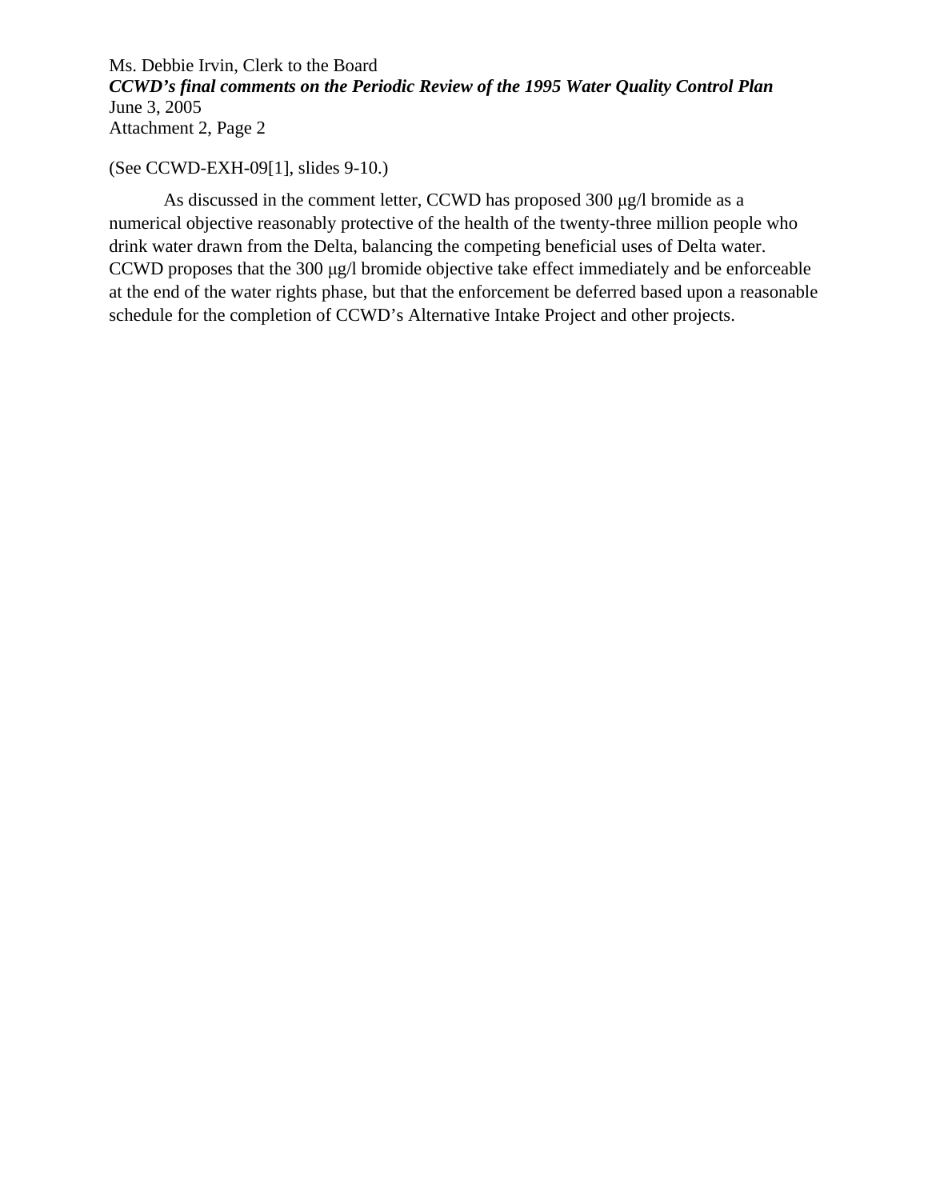(See CCWD-EXH-09[1], slides 9-10.)

As discussed in the comment letter, CCWD has proposed 300 μg/l bromide as a numerical objective reasonably protective of the health of the twenty-three million people who drink water drawn from the Delta, balancing the competing beneficial uses of Delta water. CCWD proposes that the 300 μg/l bromide objective take effect immediately and be enforceable at the end of the water rights phase, but that the enforcement be deferred based upon a reasonable schedule for the completion of CCWD's Alternative Intake Project and other projects.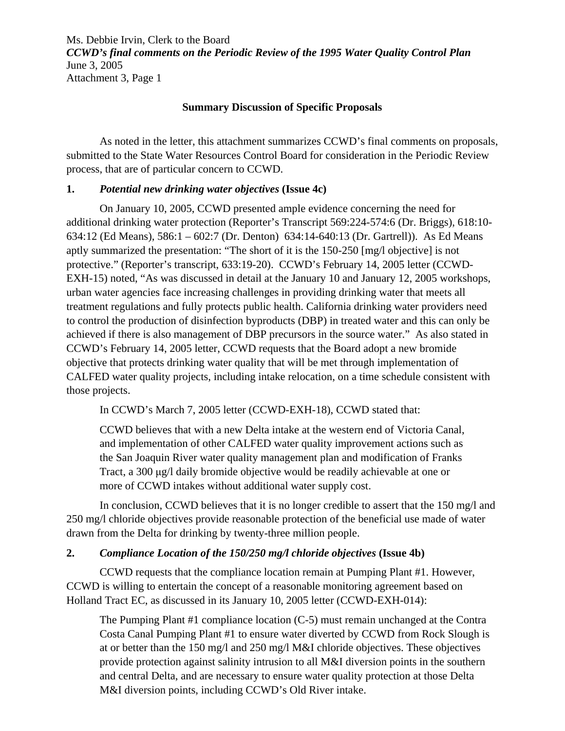Ms. Debbie Irvin, Clerk to the Board
***CCWD's final comments on the Periodic Review of the 1995 Water Quality Control Plan***
June 3, 2005
Attachment 3, Page 1

**Summary Discussion of Specific Proposals**

As noted in the letter, this attachment summarizes CCWD's final comments on proposals, submitted to the State Water Resources Control Board for consideration in the Periodic Review process, that are of particular concern to CCWD.

**1.** ***Potential new drinking water objectives*** **(Issue 4c)**

On January 10, 2005, CCWD presented ample evidence concerning the need for additional drinking water protection (Reporter's Transcript 569:224-574:6 (Dr. Briggs), 618:10-634:12 (Ed Means), 586:1 – 602:7 (Dr. Denton) 634:14-640:13 (Dr. Gartrell)). As Ed Means aptly summarized the presentation: "The short of it is the 150-250 [mg/l objective] is not protective." (Reporter's transcript, 633:19-20). CCWD's February 14, 2005 letter (CCWD-EXH-15) noted, "As was discussed in detail at the January 10 and January 12, 2005 workshops, urban water agencies face increasing challenges in providing drinking water that meets all treatment regulations and fully protects public health. California drinking water providers need to control the production of disinfection byproducts (DBP) in treated water and this can only be achieved if there is also management of DBP precursors in the source water." As also stated in CCWD's February 14, 2005 letter, CCWD requests that the Board adopt a new bromide objective that protects drinking water quality that will be met through implementation of CALFED water quality projects, including intake relocation, on a time schedule consistent with those projects.

In CCWD's March 7, 2005 letter (CCWD-EXH-18), CCWD stated that:

> CCWD believes that with a new Delta intake at the western end of Victoria Canal, and implementation of other CALFED water quality improvement actions such as the San Joaquin River water quality management plan and modification of Franks Tract, a 300 μg/l daily bromide objective would be readily achievable at one or more of CCWD intakes without additional water supply cost.

In conclusion, CCWD believes that it is no longer credible to assert that the 150 mg/l and 250 mg/l chloride objectives provide reasonable protection of the beneficial use made of water drawn from the Delta for drinking by twenty-three million people.

**2.** ***Compliance Location of the 150/250 mg/l chloride objectives*** **(Issue 4b)**

CCWD requests that the compliance location remain at Pumping Plant #1. However, CCWD is willing to entertain the concept of a reasonable monitoring agreement based on Holland Tract EC, as discussed in its January 10, 2005 letter (CCWD-EXH-014):

> The Pumping Plant #1 compliance location (C-5) must remain unchanged at the Contra Costa Canal Pumping Plant #1 to ensure water diverted by CCWD from Rock Slough is at or better than the 150 mg/l and 250 mg/l M&I chloride objectives. These objectives provide protection against salinity intrusion to all M&I diversion points in the southern and central Delta, and are necessary to ensure water quality protection at those Delta M&I diversion points, including CCWD's Old River intake.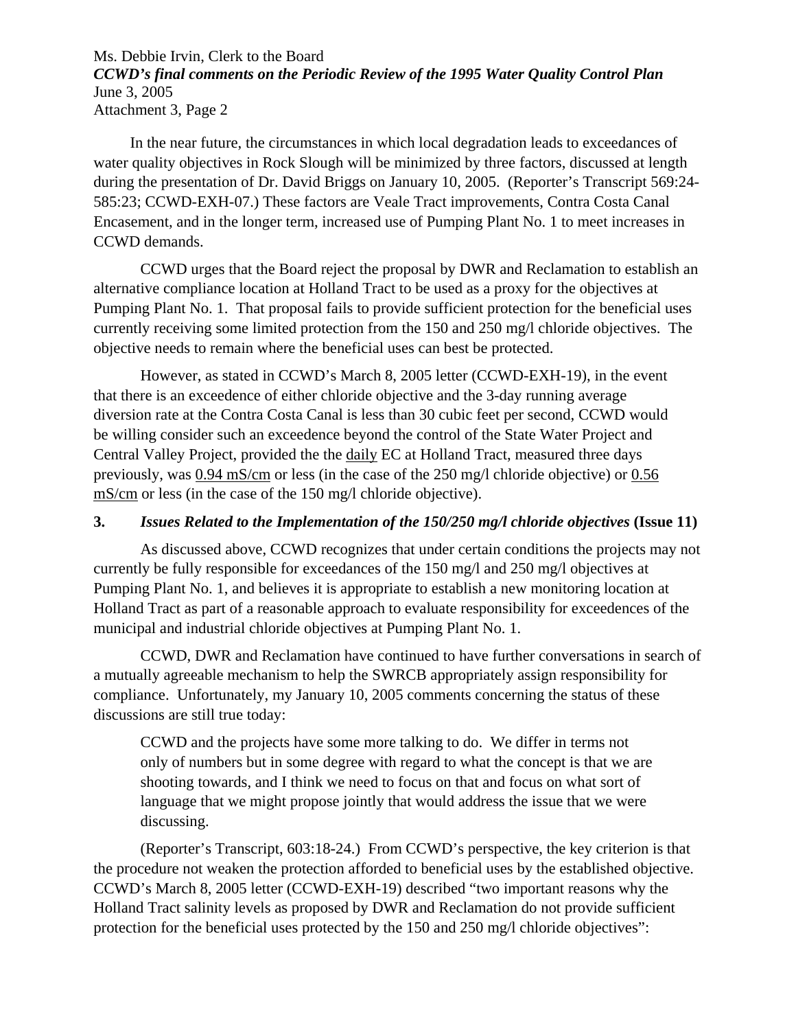In the near future, the circumstances in which local degradation leads to exceedances of water quality objectives in Rock Slough will be minimized by three factors, discussed at length during the presentation of Dr. David Briggs on January 10, 2005. (Reporter's Transcript 569:24-585:23; CCWD-EXH-07.) These factors are Veale Tract improvements, Contra Costa Canal Encasement, and in the longer term, increased use of Pumping Plant No. 1 to meet increases in CCWD demands.

CCWD urges that the Board reject the proposal by DWR and Reclamation to establish an alternative compliance location at Holland Tract to be used as a proxy for the objectives at Pumping Plant No. 1. That proposal fails to provide sufficient protection for the beneficial uses currently receiving some limited protection from the 150 and 250 mg/l chloride objectives. The objective needs to remain where the beneficial uses can best be protected.

However, as stated in CCWD's March 8, 2005 letter (CCWD-EXH-19), in the event that there is an exceedence of either chloride objective and the 3-day running average diversion rate at the Contra Costa Canal is less than 30 cubic feet per second, CCWD would be willing consider such an exceedence beyond the control of the State Water Project and Central Valley Project, provided the the daily EC at Holland Tract, measured three days previously, was 0.94 mS/cm or less (in the case of the 250 mg/l chloride objective) or 0.56 mS/cm or less (in the case of the 150 mg/l chloride objective).

**3. *Issues Related to the Implementation of the 150/250 mg/l chloride objectives* (Issue 11)**

As discussed above, CCWD recognizes that under certain conditions the projects may not currently be fully responsible for exceedances of the 150 mg/l and 250 mg/l objectives at Pumping Plant No. 1, and believes it is appropriate to establish a new monitoring location at Holland Tract as part of a reasonable approach to evaluate responsibility for exceedences of the municipal and industrial chloride objectives at Pumping Plant No. 1.

CCWD, DWR and Reclamation have continued to have further conversations in search of a mutually agreeable mechanism to help the SWRCB appropriately assign responsibility for compliance. Unfortunately, my January 10, 2005 comments concerning the status of these discussions are still true today:

> CCWD and the projects have some more talking to do. We differ in terms not only of numbers but in some degree with regard to what the concept is that we are shooting towards, and I think we need to focus on that and focus on what sort of language that we might propose jointly that would address the issue that we were discussing.

(Reporter's Transcript, 603:18-24.) From CCWD's perspective, the key criterion is that the procedure not weaken the protection afforded to beneficial uses by the established objective. CCWD's March 8, 2005 letter (CCWD-EXH-19) described "two important reasons why the Holland Tract salinity levels as proposed by DWR and Reclamation do not provide sufficient protection for the beneficial uses protected by the 150 and 250 mg/l chloride objectives":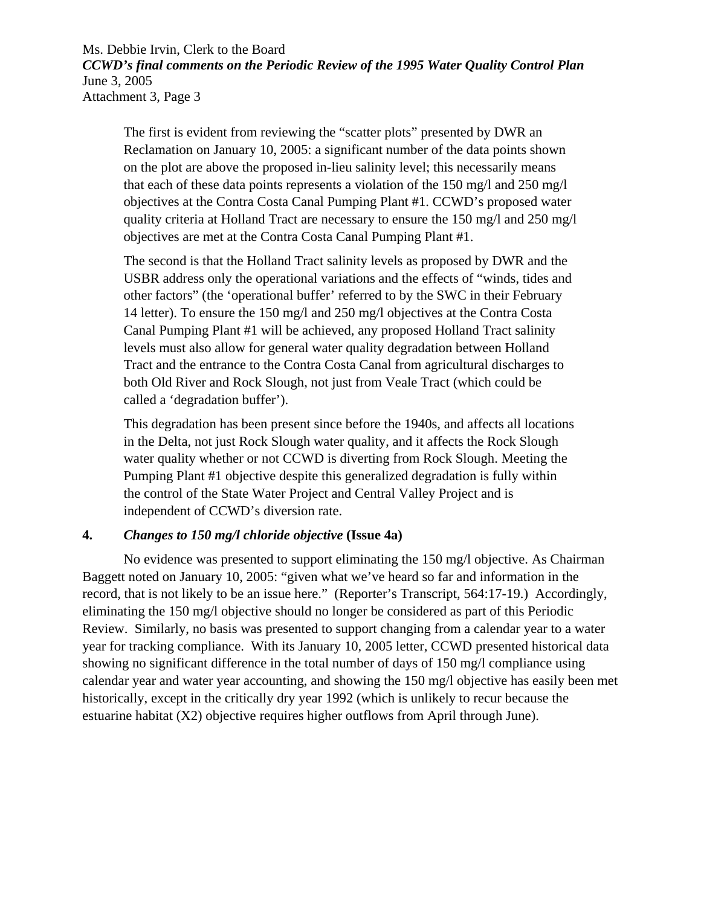The first is evident from reviewing the "scatter plots" presented by DWR an Reclamation on January 10, 2005: a significant number of the data points shown on the plot are above the proposed in-lieu salinity level; this necessarily means that each of these data points represents a violation of the 150 mg/l and 250 mg/l objectives at the Contra Costa Canal Pumping Plant #1. CCWD's proposed water quality criteria at Holland Tract are necessary to ensure the 150 mg/l and 250 mg/l objectives are met at the Contra Costa Canal Pumping Plant #1.

The second is that the Holland Tract salinity levels as proposed by DWR and the USBR address only the operational variations and the effects of "winds, tides and other factors" (the 'operational buffer' referred to by the SWC in their February 14 letter). To ensure the 150 mg/l and 250 mg/l objectives at the Contra Costa Canal Pumping Plant #1 will be achieved, any proposed Holland Tract salinity levels must also allow for general water quality degradation between Holland Tract and the entrance to the Contra Costa Canal from agricultural discharges to both Old River and Rock Slough, not just from Veale Tract (which could be called a 'degradation buffer').

This degradation has been present since before the 1940s, and affects all locations in the Delta, not just Rock Slough water quality, and it affects the Rock Slough water quality whether or not CCWD is diverting from Rock Slough. Meeting the Pumping Plant #1 objective despite this generalized degradation is fully within the control of the State Water Project and Central Valley Project and is independent of CCWD's diversion rate.

## 4. *Changes to 150 mg/l chloride objective* (Issue 4a)

No evidence was presented to support eliminating the 150 mg/l objective. As Chairman Baggett noted on January 10, 2005: "given what we've heard so far and information in the record, that is not likely to be an issue here." (Reporter's Transcript, 564:17-19.) Accordingly, eliminating the 150 mg/l objective should no longer be considered as part of this Periodic Review. Similarly, no basis was presented to support changing from a calendar year to a water year for tracking compliance. With its January 10, 2005 letter, CCWD presented historical data showing no significant difference in the total number of days of 150 mg/l compliance using calendar year and water year accounting, and showing the 150 mg/l objective has easily been met historically, except in the critically dry year 1992 (which is unlikely to recur because the estuarine habitat (X2) objective requires higher outflows from April through June).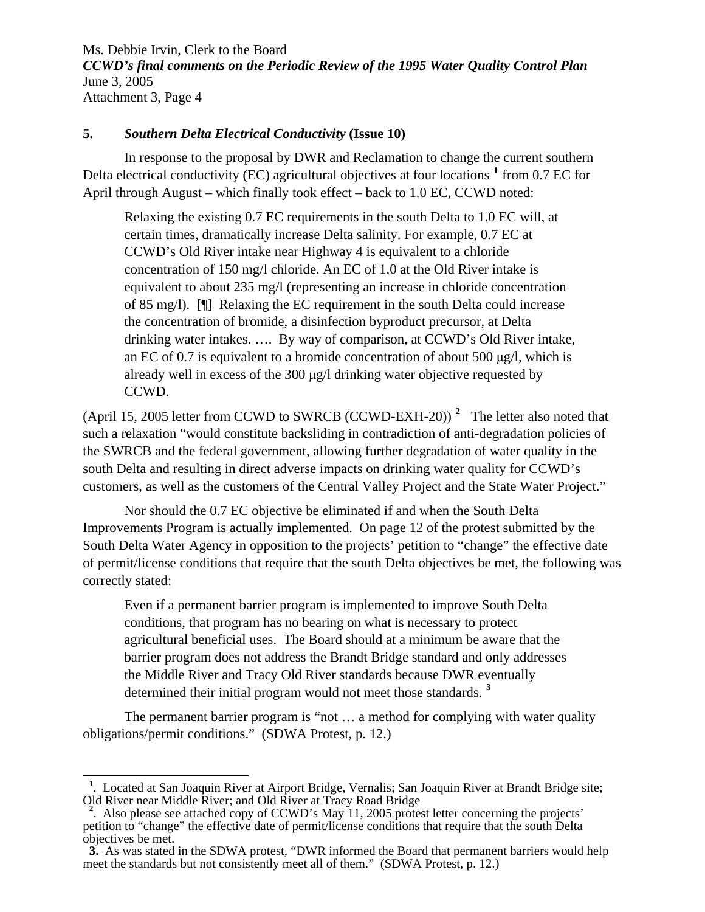Ms. Debbie Irvin, Clerk to the Board
***CCWD's final comments on the Periodic Review of the 1995 Water Quality Control Plan***
June 3, 2005
Attachment 3, Page 4

**5. *Southern Delta Electrical Conductivity* (Issue 10)**

In response to the proposal by DWR and Reclamation to change the current southern Delta electrical conductivity (EC) agricultural objectives at four locations [1] from 0.7 EC for April through August – which finally took effect – back to 1.0 EC, CCWD noted:

> Relaxing the existing 0.7 EC requirements in the south Delta to 1.0 EC will, at certain times, dramatically increase Delta salinity. For example, 0.7 EC at CCWD's Old River intake near Highway 4 is equivalent to a chloride concentration of 150 mg/l chloride. An EC of 1.0 at the Old River intake is equivalent to about 235 mg/l (representing an increase in chloride concentration of 85 mg/l). [¶] Relaxing the EC requirement in the south Delta could increase the concentration of bromide, a disinfection byproduct precursor, at Delta drinking water intakes. …. By way of comparison, at CCWD's Old River intake, an EC of 0.7 is equivalent to a bromide concentration of about 500 μg/l, which is already well in excess of the 300 μg/l drinking water objective requested by CCWD.

(April 15, 2005 letter from CCWD to SWRCB (CCWD-EXH-20)) [2] The letter also noted that such a relaxation "would constitute backsliding in contradiction of anti-degradation policies of the SWRCB and the federal government, allowing further degradation of water quality in the south Delta and resulting in direct adverse impacts on drinking water quality for CCWD's customers, as well as the customers of the Central Valley Project and the State Water Project."

Nor should the 0.7 EC objective be eliminated if and when the South Delta Improvements Program is actually implemented. On page 12 of the protest submitted by the South Delta Water Agency in opposition to the projects' petition to "change" the effective date of permit/license conditions that require that the south Delta objectives be met, the following was correctly stated:

> Even if a permanent barrier program is implemented to improve South Delta conditions, that program has no bearing on what is necessary to protect agricultural beneficial uses. The Board should at a minimum be aware that the barrier program does not address the Brandt Bridge standard and only addresses the Middle River and Tracy Old River standards because DWR eventually determined their initial program would not meet those standards. [3]

The permanent barrier program is "not … a method for complying with water quality obligations/permit conditions." (SDWA Protest, p. 12.)

---

[1]. Located at San Joaquin River at Airport Bridge, Vernalis; San Joaquin River at Brandt Bridge site; Old River near Middle River; and Old River at Tracy Road Bridge

[2]. Also please see attached copy of CCWD's May 11, 2005 protest letter concerning the projects' petition to "change" the effective date of permit/license conditions that require that the south Delta objectives be met.

**3.** As was stated in the SDWA protest, "DWR informed the Board that permanent barriers would help meet the standards but not consistently meet all of them." (SDWA Protest, p. 12.)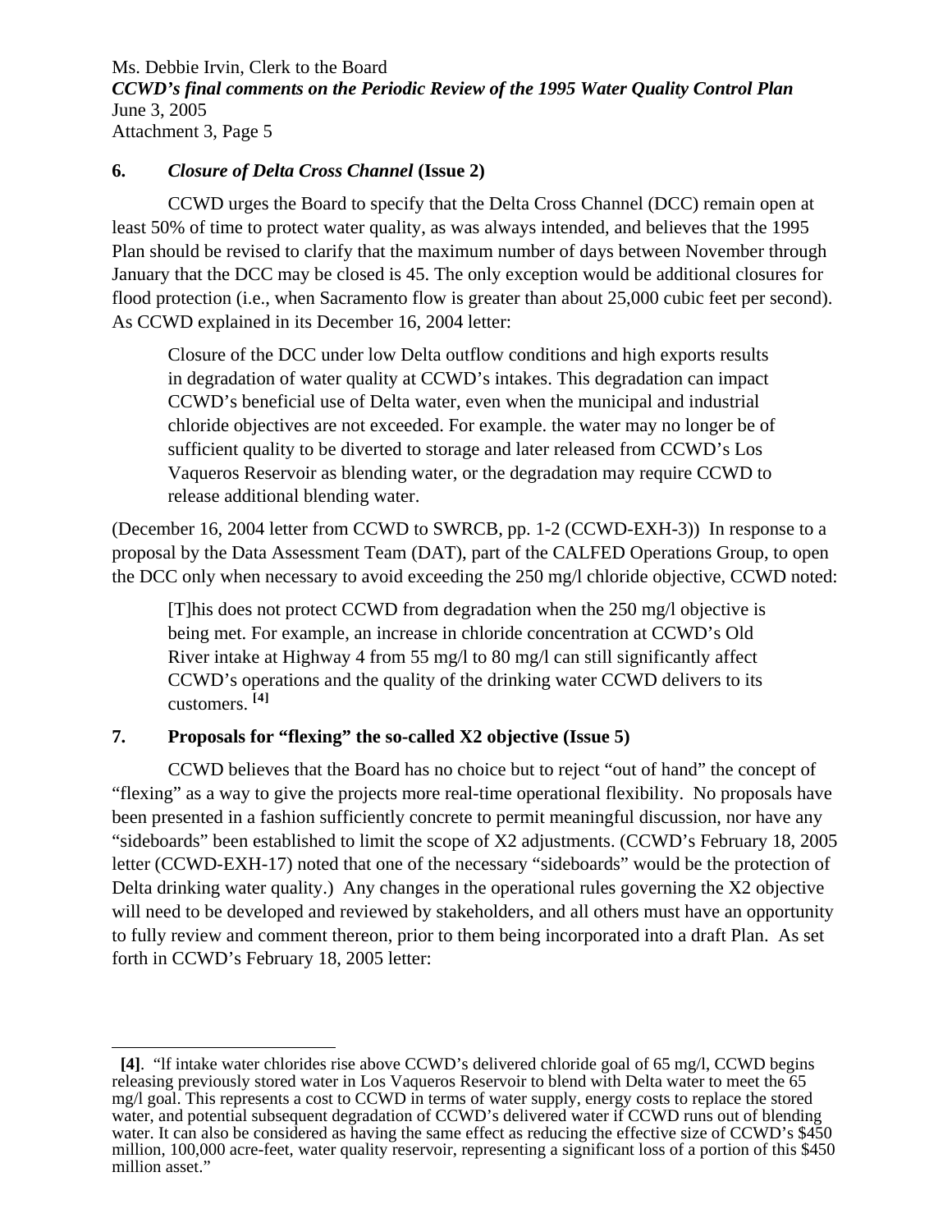## 6. *Closure of Delta Cross Channel* (Issue 2)

CCWD urges the Board to specify that the Delta Cross Channel (DCC) remain open at least 50% of time to protect water quality, as was always intended, and believes that the 1995 Plan should be revised to clarify that the maximum number of days between November through January that the DCC may be closed is 45. The only exception would be additional closures for flood protection (i.e., when Sacramento flow is greater than about 25,000 cubic feet per second). As CCWD explained in its December 16, 2004 letter:

> Closure of the DCC under low Delta outflow conditions and high exports results in degradation of water quality at CCWD's intakes. This degradation can impact CCWD's beneficial use of Delta water, even when the municipal and industrial chloride objectives are not exceeded. For example. the water may no longer be of sufficient quality to be diverted to storage and later released from CCWD's Los Vaqueros Reservoir as blending water, or the degradation may require CCWD to release additional blending water.

(December 16, 2004 letter from CCWD to SWRCB, pp. 1-2 (CCWD-EXH-3)) In response to a proposal by the Data Assessment Team (DAT), part of the CALFED Operations Group, to open the DCC only when necessary to avoid exceeding the 250 mg/l chloride objective, CCWD noted:

> [T]his does not protect CCWD from degradation when the 250 mg/l objective is being met. For example, an increase in chloride concentration at CCWD's Old River intake at Highway 4 from 55 mg/l to 80 mg/l can still significantly affect CCWD's operations and the quality of the drinking water CCWD delivers to its customers. [4]

## 7. Proposals for "flexing" the so-called X2 objective (Issue 5)

CCWD believes that the Board has no choice but to reject "out of hand" the concept of "flexing" as a way to give the projects more real-time operational flexibility. No proposals have been presented in a fashion sufficiently concrete to permit meaningful discussion, nor have any "sideboards" been established to limit the scope of X2 adjustments. (CCWD's February 18, 2005 letter (CCWD-EXH-17) noted that one of the necessary "sideboards" would be the protection of Delta drinking water quality.) Any changes in the operational rules governing the X2 objective will need to be developed and reviewed by stakeholders, and all others must have an opportunity to fully review and comment thereon, prior to them being incorporated into a draft Plan. As set forth in CCWD's February 18, 2005 letter:

---

**[4]**. "lf intake water chlorides rise above CCWD's delivered chloride goal of 65 mg/l, CCWD begins releasing previously stored water in Los Vaqueros Reservoir to blend with Delta water to meet the 65 mg/l goal. This represents a cost to CCWD in terms of water supply, energy costs to replace the stored water, and potential subsequent degradation of CCWD's delivered water if CCWD runs out of blending water. It can also be considered as having the same effect as reducing the effective size of CCWD's $450 million, 100,000 acre-feet, water quality reservoir, representing a significant loss of a portion of this $450 million asset."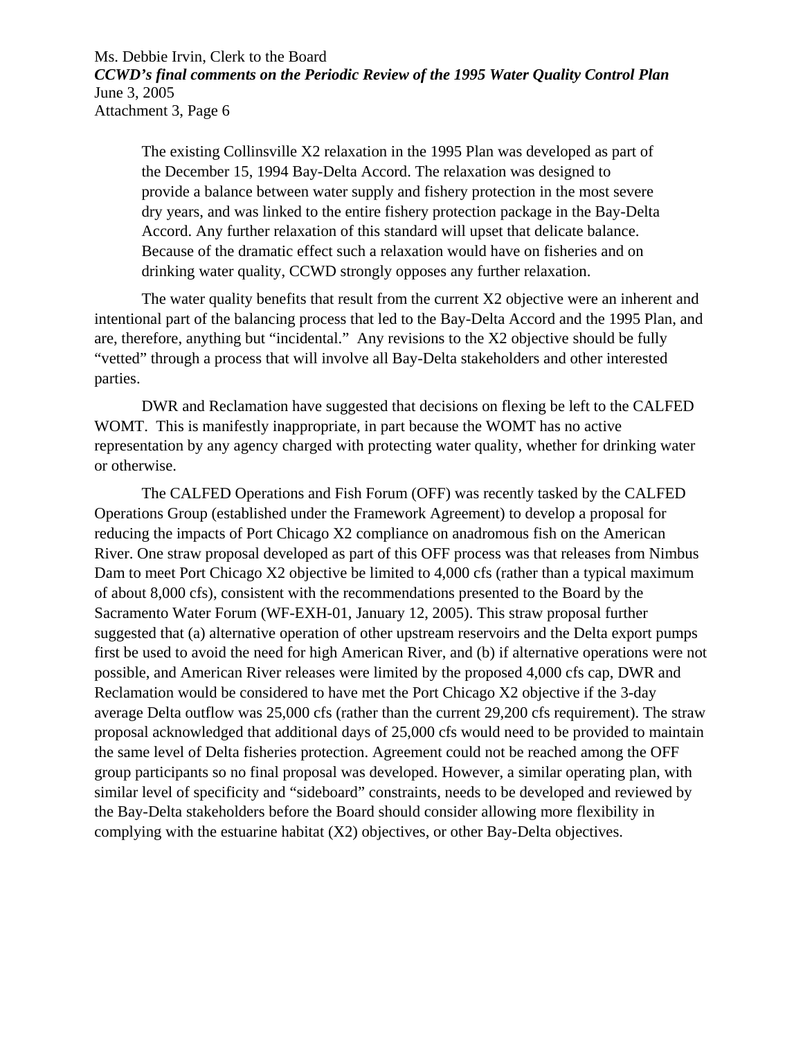> The existing Collinsville X2 relaxation in the 1995 Plan was developed as part of the December 15, 1994 Bay-Delta Accord. The relaxation was designed to provide a balance between water supply and fishery protection in the most severe dry years, and was linked to the entire fishery protection package in the Bay-Delta Accord. Any further relaxation of this standard will upset that delicate balance. Because of the dramatic effect such a relaxation would have on fisheries and on drinking water quality, CCWD strongly opposes any further relaxation.

The water quality benefits that result from the current X2 objective were an inherent and intentional part of the balancing process that led to the Bay-Delta Accord and the 1995 Plan, and are, therefore, anything but "incidental." Any revisions to the X2 objective should be fully "vetted" through a process that will involve all Bay-Delta stakeholders and other interested parties.

DWR and Reclamation have suggested that decisions on flexing be left to the CALFED WOMT. This is manifestly inappropriate, in part because the WOMT has no active representation by any agency charged with protecting water quality, whether for drinking water or otherwise.

The CALFED Operations and Fish Forum (OFF) was recently tasked by the CALFED Operations Group (established under the Framework Agreement) to develop a proposal for reducing the impacts of Port Chicago X2 compliance on anadromous fish on the American River. One straw proposal developed as part of this OFF process was that releases from Nimbus Dam to meet Port Chicago X2 objective be limited to 4,000 cfs (rather than a typical maximum of about 8,000 cfs), consistent with the recommendations presented to the Board by the Sacramento Water Forum (WF-EXH-01, January 12, 2005). This straw proposal further suggested that (a) alternative operation of other upstream reservoirs and the Delta export pumps first be used to avoid the need for high American River, and (b) if alternative operations were not possible, and American River releases were limited by the proposed 4,000 cfs cap, DWR and Reclamation would be considered to have met the Port Chicago X2 objective if the 3-day average Delta outflow was 25,000 cfs (rather than the current 29,200 cfs requirement). The straw proposal acknowledged that additional days of 25,000 cfs would need to be provided to maintain the same level of Delta fisheries protection. Agreement could not be reached among the OFF group participants so no final proposal was developed. However, a similar operating plan, with similar level of specificity and "sideboard" constraints, needs to be developed and reviewed by the Bay-Delta stakeholders before the Board should consider allowing more flexibility in complying with the estuarine habitat (X2) objectives, or other Bay-Delta objectives.